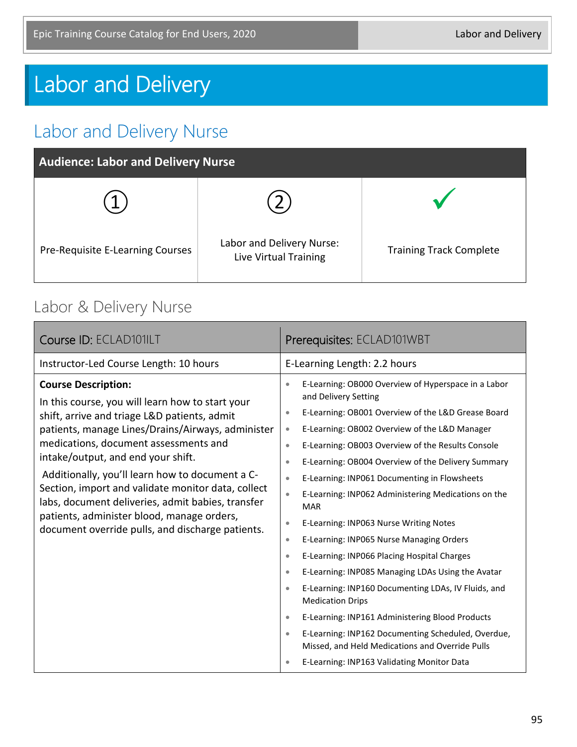# Labor and Delivery

## Labor and Delivery Nurse

| Audience: Labor and Delivery Nurse | | |
|---|---|---|
| ① Pre-Requisite E-Learning Courses | ② Labor and Delivery Nurse: Live Virtual Training | ✓ Training Track Complete |

### Labor & Delivery Nurse

| Course ID: ECLAD101ILT | Prerequisites: ECLAD101WBT |
|---|---|
| Instructor-Led Course Length: 10 hours | E-Learning Length: 2.2 hours |
| **Course Description:** In this course, you will learn how to start your shift, arrive and triage L&D patients, admit patients, manage Lines/Drains/Airways, administer medications, document assessments and intake/output, and end your shift. Additionally, you'll learn how to document a C-Section, import and validate monitor data, collect labs, document deliveries, admit babies, transfer patients, administer blood, manage orders, document override pulls, and discharge patients. | • E-Learning: OB000 Overview of Hyperspace in a Labor and Delivery Setting<br>• E-Learning: OB001 Overview of the L&D Grease Board<br>• E-Learning: OB002 Overview of the L&D Manager<br>• E-Learning: OB003 Overview of the Results Console<br>• E-Learning: OB004 Overview of the Delivery Summary<br>• E-Learning: INP061 Documenting in Flowsheets<br>• E-Learning: INP062 Administering Medications on the MAR<br>• E-Learning: INP063 Nurse Writing Notes<br>• E-Learning: INP065 Nurse Managing Orders<br>• E-Learning: INP066 Placing Hospital Charges<br>• E-Learning: INP085 Managing LDAs Using the Avatar<br>• E-Learning: INP160 Documenting LDAs, IV Fluids, and Medication Drips<br>• E-Learning: INP161 Administering Blood Products<br>• E-Learning: INP162 Documenting Scheduled, Overdue, Missed, and Held Medications and Override Pulls<br>• E-Learning: INP163 Validating Monitor Data |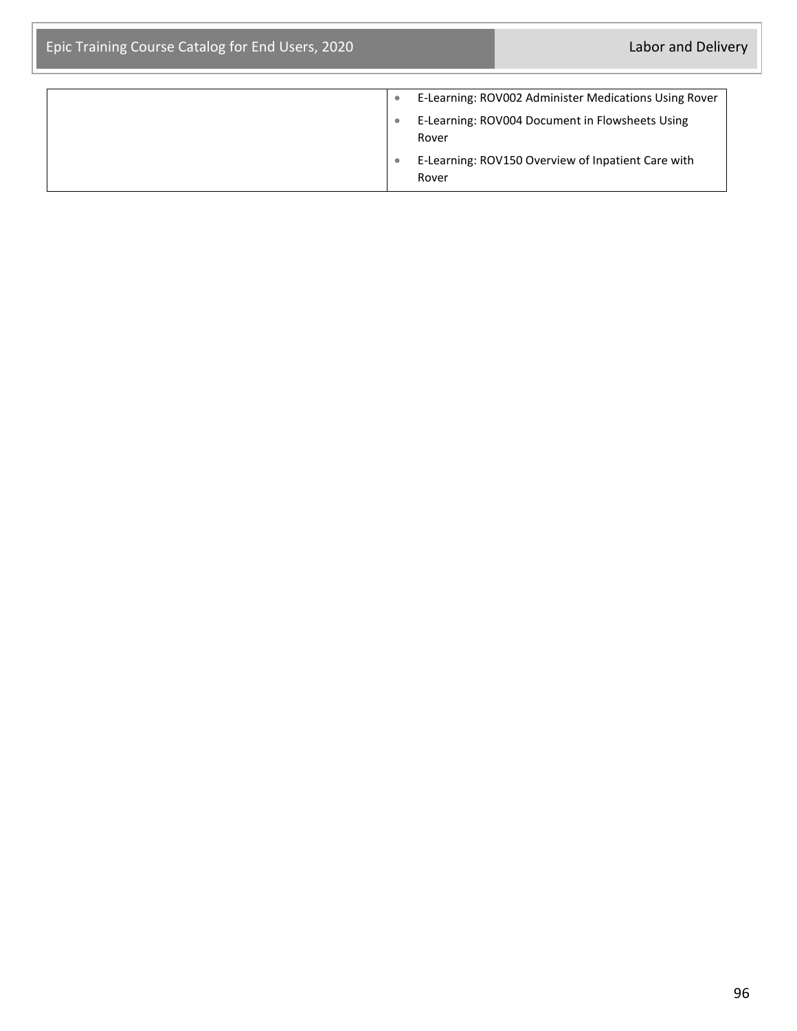| | |
|---|---|
| | • E-Learning: ROV002 Administer Medications Using Rover<br>• E-Learning: ROV004 Document in Flowsheets Using Rover<br>• E-Learning: ROV150 Overview of Inpatient Care with Rover |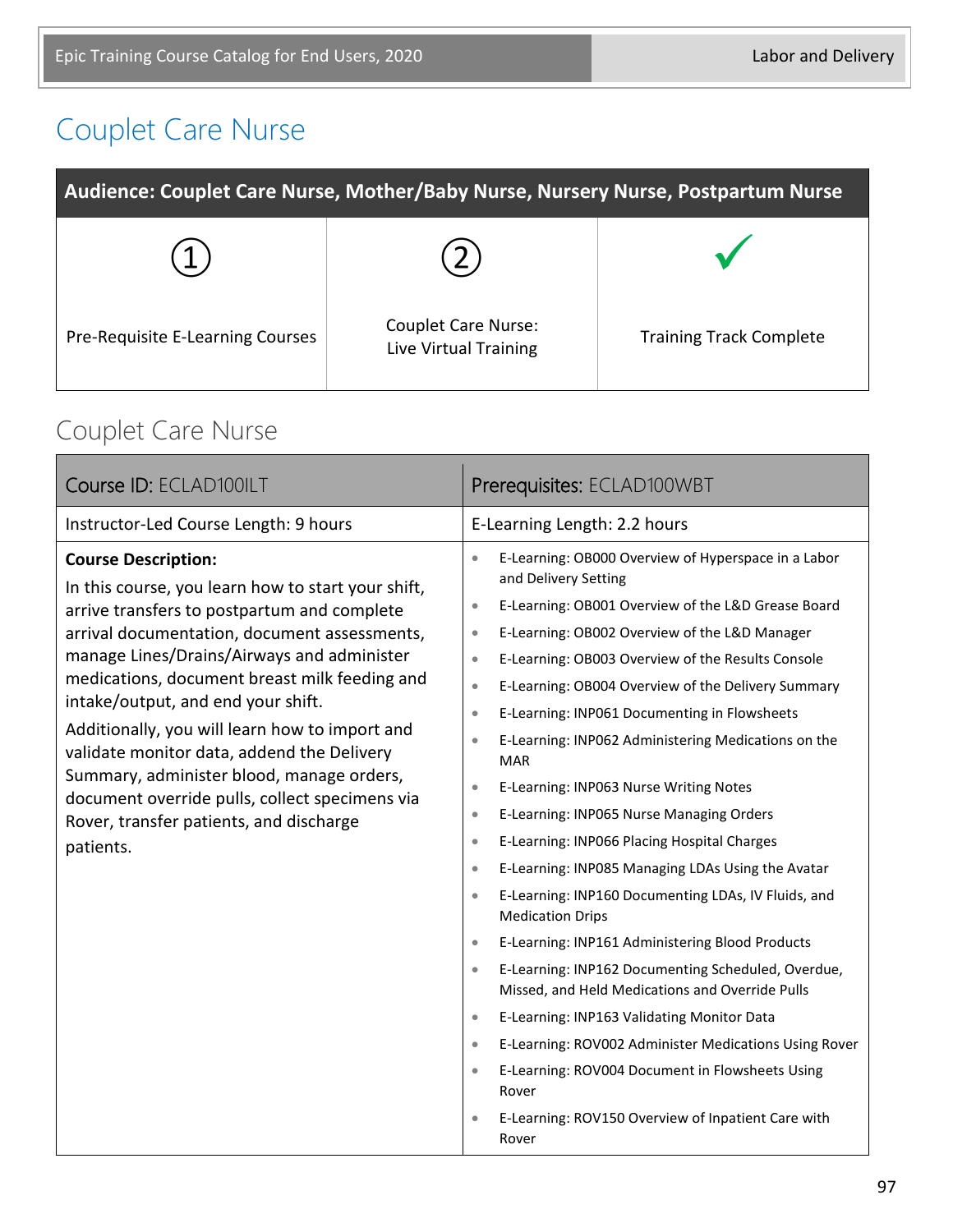# Couplet Care Nurse

| Audience: Couplet Care Nurse, Mother/Baby Nurse, Nursery Nurse, Postpartum Nurse | | |
|---|---|---|
| ① Pre-Requisite E-Learning Courses | ② Couplet Care Nurse: Live Virtual Training | ✓ Training Track Complete |

## Couplet Care Nurse

| Course ID: ECLAD100ILT | Prerequisites: ECLAD100WBT |
|---|---|
| Instructor-Led Course Length: 9 hours | E-Learning Length: 2.2 hours |
| **Course Description:**<br>In this course, you learn how to start your shift, arrive transfers to postpartum and complete arrival documentation, document assessments, manage Lines/Drains/Airways and administer medications, document breast milk feeding and intake/output, and end your shift.<br>Additionally, you will learn how to import and validate monitor data, addend the Delivery Summary, administer blood, manage orders, document override pulls, collect specimens via Rover, transfer patients, and discharge patients. | • E-Learning: OB000 Overview of Hyperspace in a Labor and Delivery Setting<br>• E-Learning: OB001 Overview of the L&D Grease Board<br>• E-Learning: OB002 Overview of the L&D Manager<br>• E-Learning: OB003 Overview of the Results Console<br>• E-Learning: OB004 Overview of the Delivery Summary<br>• E-Learning: INP061 Documenting in Flowsheets<br>• E-Learning: INP062 Administering Medications on the MAR<br>• E-Learning: INP063 Nurse Writing Notes<br>• E-Learning: INP065 Nurse Managing Orders<br>• E-Learning: INP066 Placing Hospital Charges<br>• E-Learning: INP085 Managing LDAs Using the Avatar<br>• E-Learning: INP160 Documenting LDAs, IV Fluids, and Medication Drips<br>• E-Learning: INP161 Administering Blood Products<br>• E-Learning: INP162 Documenting Scheduled, Overdue, Missed, and Held Medications and Override Pulls<br>• E-Learning: INP163 Validating Monitor Data<br>• E-Learning: ROV002 Administer Medications Using Rover<br>• E-Learning: ROV004 Document in Flowsheets Using Rover<br>• E-Learning: ROV150 Overview of Inpatient Care with Rover |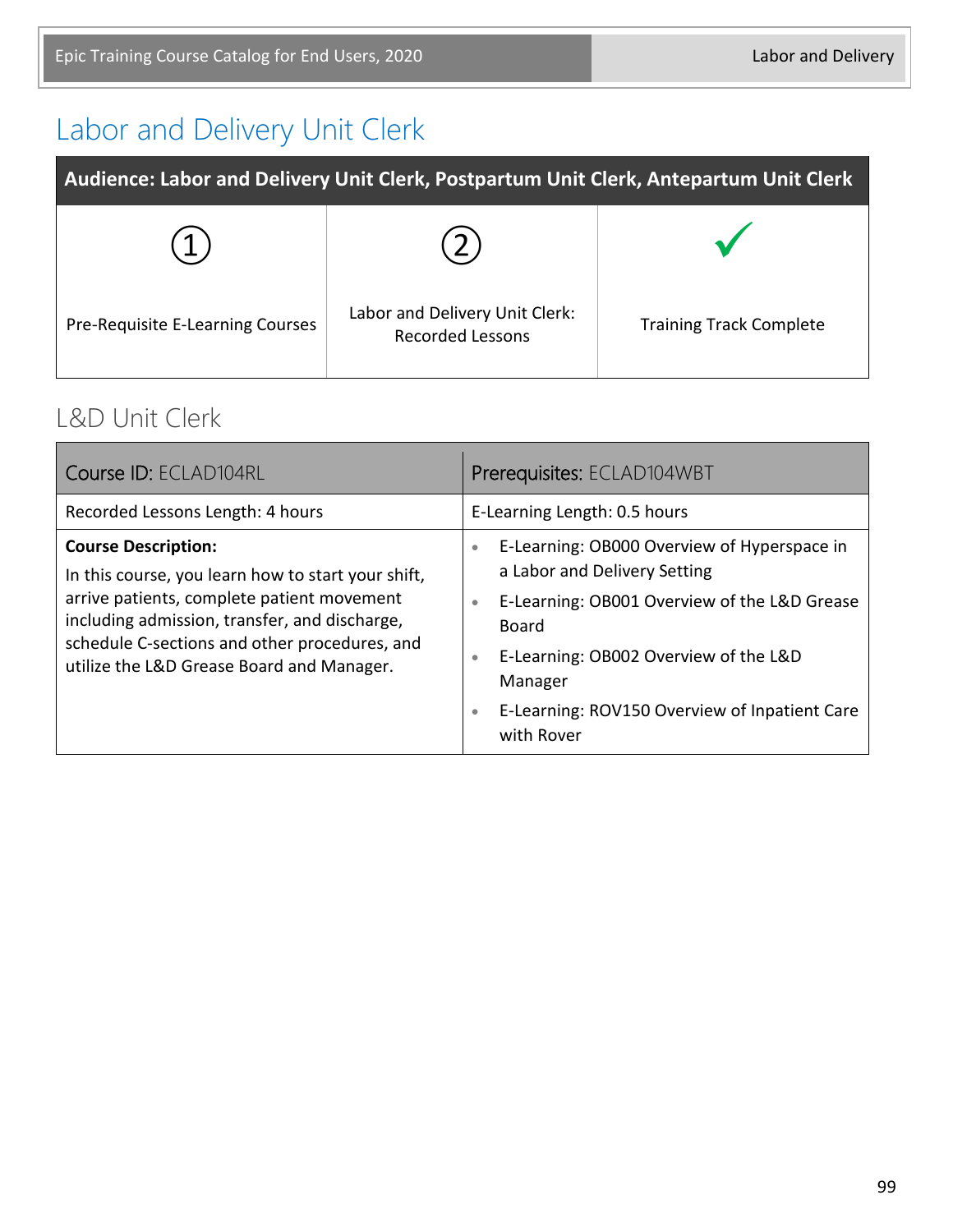# Labor and Delivery Unit Clerk

| Audience: Labor and Delivery Unit Clerk, Postpartum Unit Clerk, Antepartum Unit Clerk | | |
|---|---|---|
| ① Pre-Requisite E-Learning Courses | ② Labor and Delivery Unit Clerk: Recorded Lessons | ✓ Training Track Complete |

## L&D Unit Clerk

| Course ID: ECLAD104RL | Prerequisites: ECLAD104WBT |
|---|---|
| Recorded Lessons Length: 4 hours | E-Learning Length: 0.5 hours |
| **Course Description:** In this course, you learn how to start your shift, arrive patients, complete patient movement including admission, transfer, and discharge, schedule C-sections and other procedures, and utilize the L&D Grease Board and Manager. | • E-Learning: OB000 Overview of Hyperspace in a Labor and Delivery Setting<br>• E-Learning: OB001 Overview of the L&D Grease Board<br>• E-Learning: OB002 Overview of the L&D Manager<br>• E-Learning: ROV150 Overview of Inpatient Care with Rover |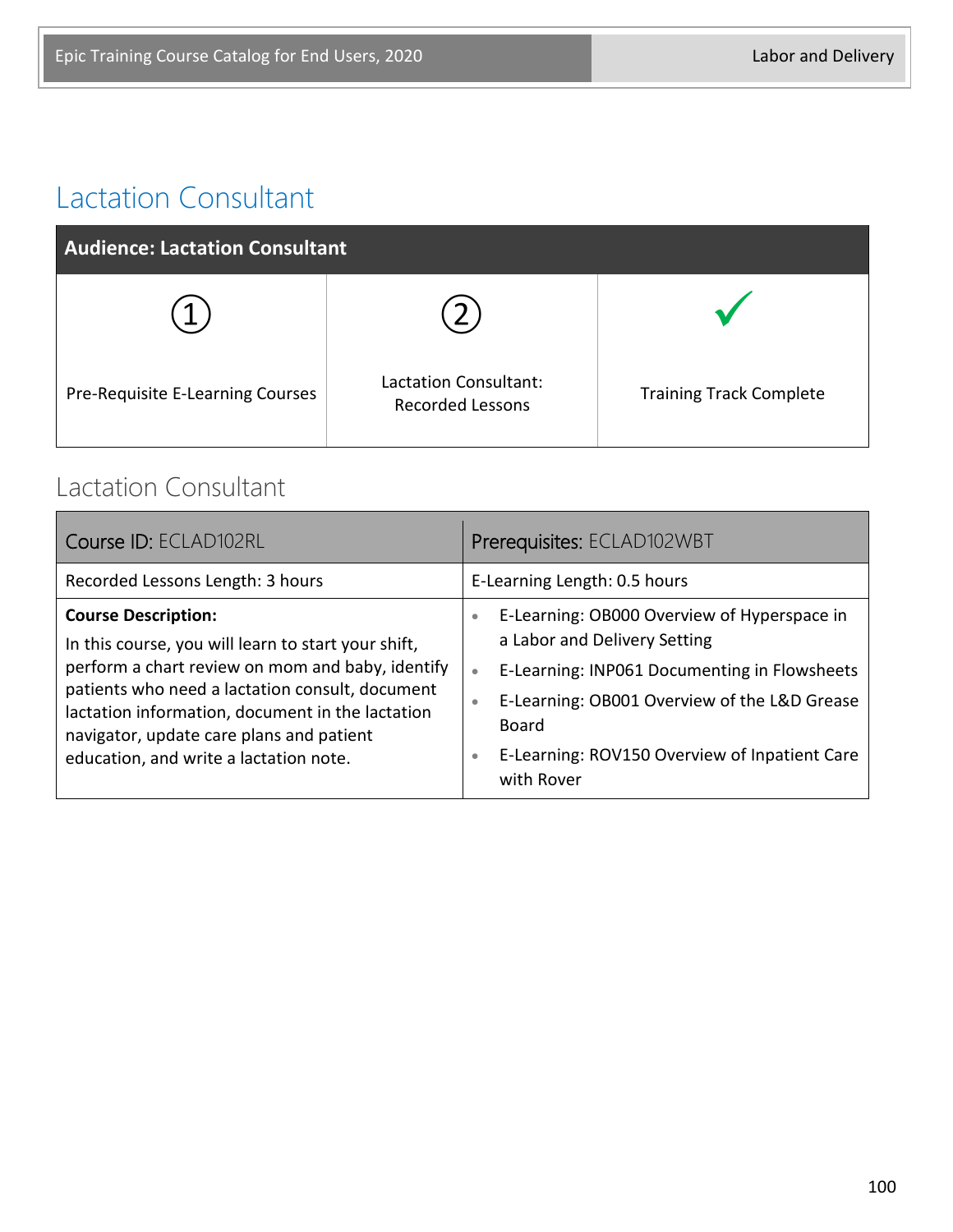# Lactation Consultant

| Audience: Lactation Consultant | | |
|---|---|---|
| ① Pre-Requisite E-Learning Courses | ② Lactation Consultant: Recorded Lessons | ✓ Training Track Complete |

## Lactation Consultant

| Course ID: ECLAD102RL | Prerequisites: ECLAD102WBT |
|---|---|
| Recorded Lessons Length: 3 hours | E-Learning Length: 0.5 hours |
| **Course Description:** In this course, you will learn to start your shift, perform a chart review on mom and baby, identify patients who need a lactation consult, document lactation information, document in the lactation navigator, update care plans and patient education, and write a lactation note. | • E-Learning: OB000 Overview of Hyperspace in a Labor and Delivery Setting<br>• E-Learning: INP061 Documenting in Flowsheets<br>• E-Learning: OB001 Overview of the L&D Grease Board<br>• E-Learning: ROV150 Overview of Inpatient Care with Rover |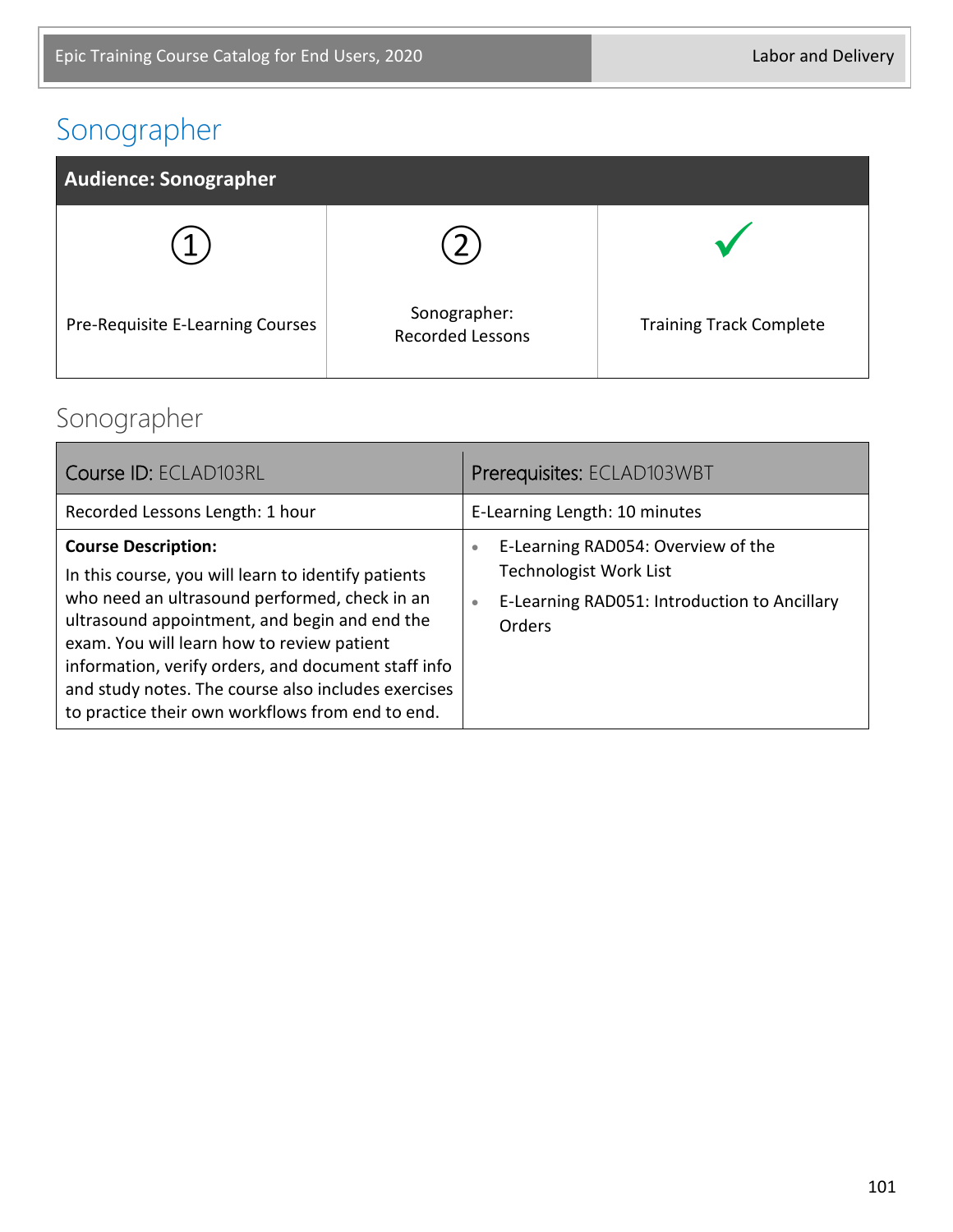# Sonographer

| Audience: Sonographer | | |
|---|---|---|
| ① | ② | ✓ |
| Pre-Requisite E-Learning Courses | Sonographer: Recorded Lessons | Training Track Complete |

## Sonographer

| Course ID: ECLAD103RL | Prerequisites: ECLAD103WBT |
|---|---|
| Recorded Lessons Length: 1 hour | E-Learning Length: 10 minutes |
| **Course Description:** In this course, you will learn to identify patients who need an ultrasound performed, check in an ultrasound appointment, and begin and end the exam. You will learn how to review patient information, verify orders, and document staff info and study notes. The course also includes exercises to practice their own workflows from end to end. | • E-Learning RAD054: Overview of the Technologist Work List<br>• E-Learning RAD051: Introduction to Ancillary Orders |